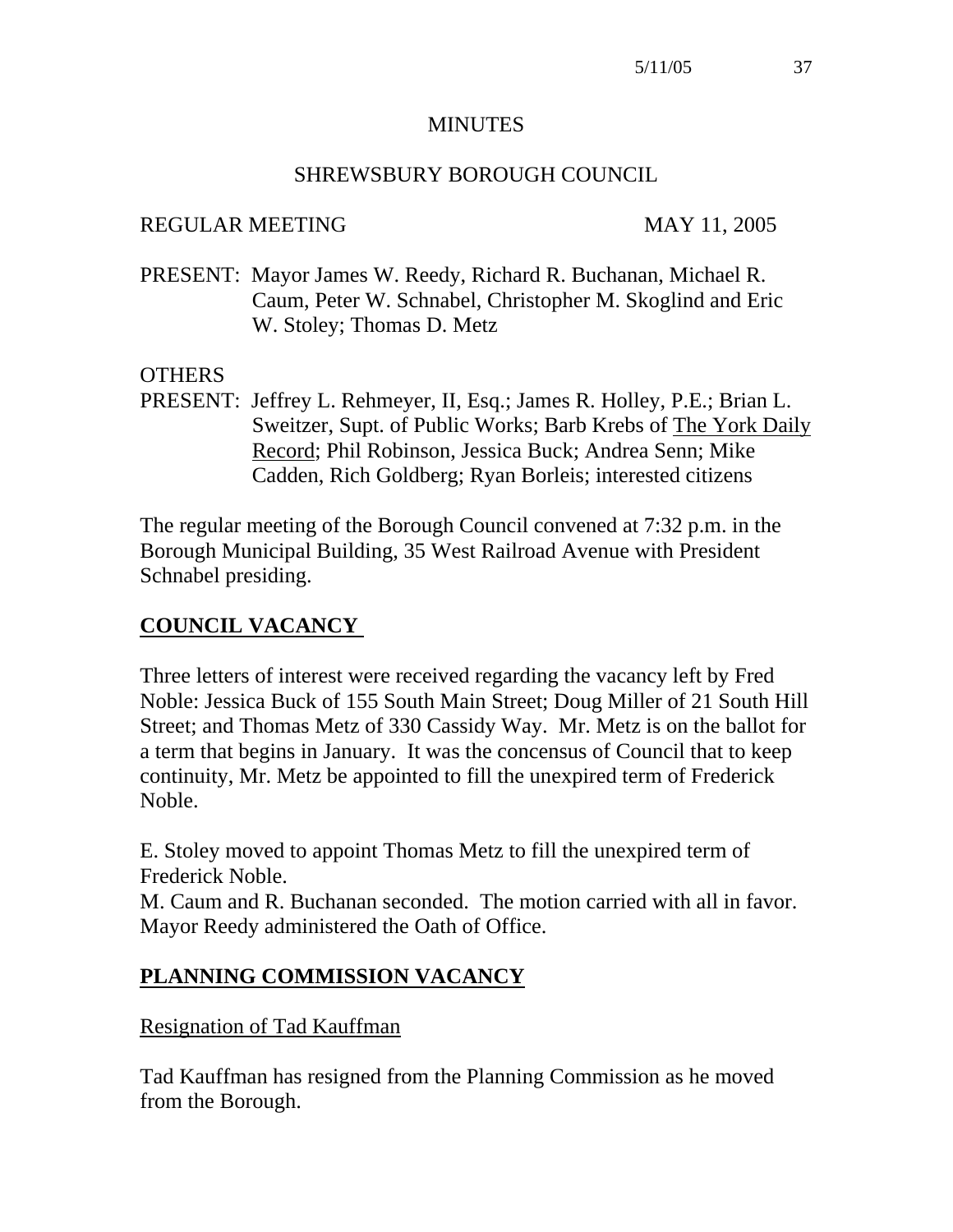# MINUTES

## SHREWSBURY BOROUGH COUNCIL

REGULAR MEETING MAY 11, 2005

PRESENT: Mayor James W. Reedy, Richard R. Buchanan, Michael R. Caum, Peter W. Schnabel, Christopher M. Skoglind and Eric W. Stoley; Thomas D. Metz

OTHERS

PRESENT: Jeffrey L. Rehmeyer, II, Esq.; James R. Holley, P.E.; Brian L. Sweitzer, Supt. of Public Works; Barb Krebs of The York Daily Record; Phil Robinson, Jessica Buck; Andrea Senn; Mike Cadden, Rich Goldberg; Ryan Borleis; interested citizens

The regular meeting of the Borough Council convened at 7:32 p.m. in the Borough Municipal Building, 35 West Railroad Avenue with President Schnabel presiding.

## COUNCIL VACANCY

Three letters of interest were received regarding the vacancy left by Fred Noble: Jessica Buck of 155 South Main Street; Doug Miller of 21 South Hill Street; and Thomas Metz of 330 Cassidy Way. Mr. Metz is on the ballot for a term that begins in January. It was the concensus of Council that to keep continuity, Mr. Metz be appointed to fill the unexpired term of Frederick Noble.

E. Stoley moved to appoint Thomas Metz to fill the unexpired term of Frederick Noble.
M. Caum and R. Buchanan seconded. The motion carried with all in favor. Mayor Reedy administered the Oath of Office.

## PLANNING COMMISSION VACANCY

Resignation of Tad Kauffman

Tad Kauffman has resigned from the Planning Commission as he moved from the Borough.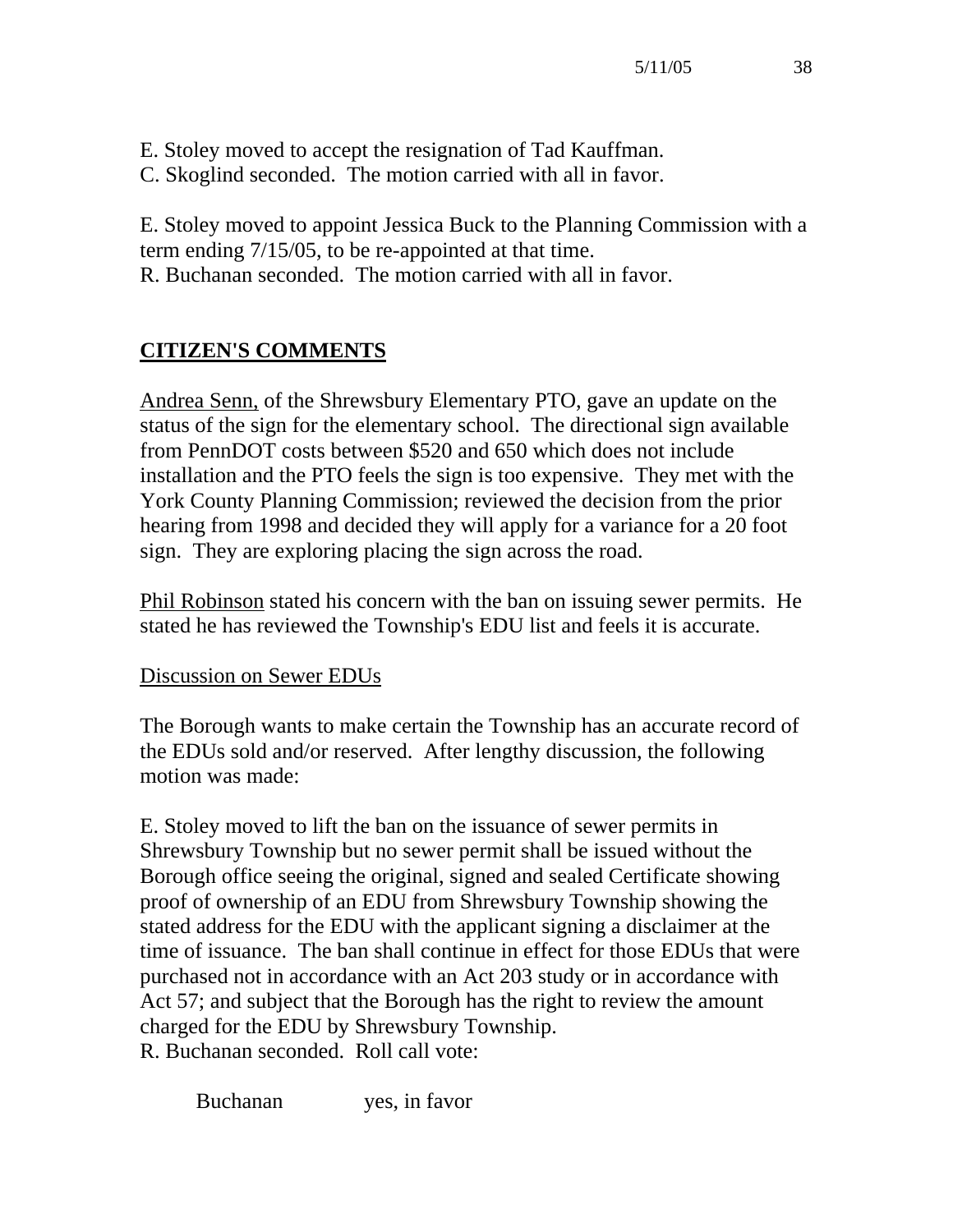E. Stoley moved to accept the resignation of Tad Kauffman.
C. Skoglind seconded. The motion carried with all in favor.

E. Stoley moved to appoint Jessica Buck to the Planning Commission with a term ending 7/15/05, to be re-appointed at that time.
R. Buchanan seconded. The motion carried with all in favor.

## CITIZEN'S COMMENTS

Andrea Senn, of the Shrewsbury Elementary PTO, gave an update on the status of the sign for the elementary school. The directional sign available from PennDOT costs between $520 and 650 which does not include installation and the PTO feels the sign is too expensive. They met with the York County Planning Commission; reviewed the decision from the prior hearing from 1998 and decided they will apply for a variance for a 20 foot sign. They are exploring placing the sign across the road.

Phil Robinson stated his concern with the ban on issuing sewer permits. He stated he has reviewed the Township's EDU list and feels it is accurate.

Discussion on Sewer EDUs

The Borough wants to make certain the Township has an accurate record of the EDUs sold and/or reserved. After lengthy discussion, the following motion was made:

E. Stoley moved to lift the ban on the issuance of sewer permits in Shrewsbury Township but no sewer permit shall be issued without the Borough office seeing the original, signed and sealed Certificate showing proof of ownership of an EDU from Shrewsbury Township showing the stated address for the EDU with the applicant signing a disclaimer at the time of issuance. The ban shall continue in effect for those EDUs that were purchased not in accordance with an Act 203 study or in accordance with Act 57; and subject that the Borough has the right to review the amount charged for the EDU by Shrewsbury Township.
R. Buchanan seconded. Roll call vote:

Buchanan yes, in favor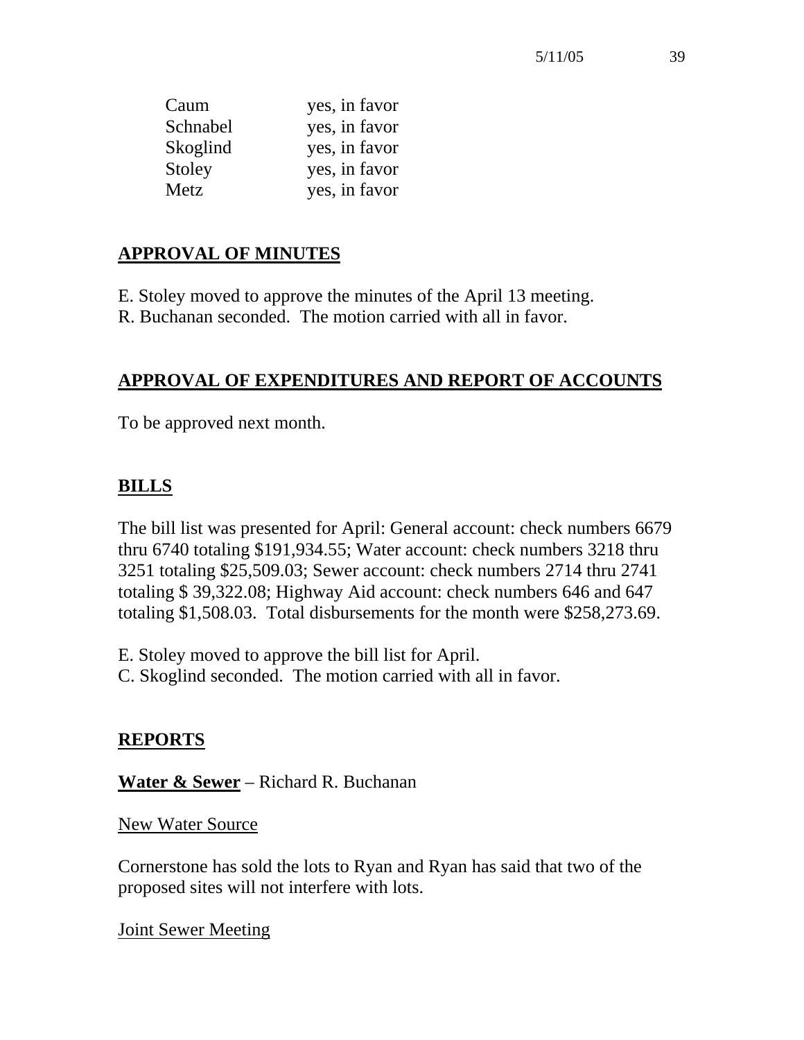| | |
|---|---|
| Caum | yes, in favor |
| Schnabel | yes, in favor |
| Skoglind | yes, in favor |
| Stoley | yes, in favor |
| Metz | yes, in favor |

## APPROVAL OF MINUTES

E. Stoley moved to approve the minutes of the April 13 meeting.
R. Buchanan seconded. The motion carried with all in favor.

## APPROVAL OF EXPENDITURES AND REPORT OF ACCOUNTS

To be approved next month.

## BILLS

The bill list was presented for April: General account: check numbers 6679 thru 6740 totaling $191,934.55; Water account: check numbers 3218 thru 3251 totaling $25,509.03; Sewer account: check numbers 2714 thru 2741 totaling $ 39,322.08; Highway Aid account: check numbers 646 and 647 totaling $1,508.03. Total disbursements for the month were $258,273.69.

E. Stoley moved to approve the bill list for April.
C. Skoglind seconded. The motion carried with all in favor.

## REPORTS

**Water & Sewer** – Richard R. Buchanan

New Water Source

Cornerstone has sold the lots to Ryan and Ryan has said that two of the proposed sites will not interfere with lots.

Joint Sewer Meeting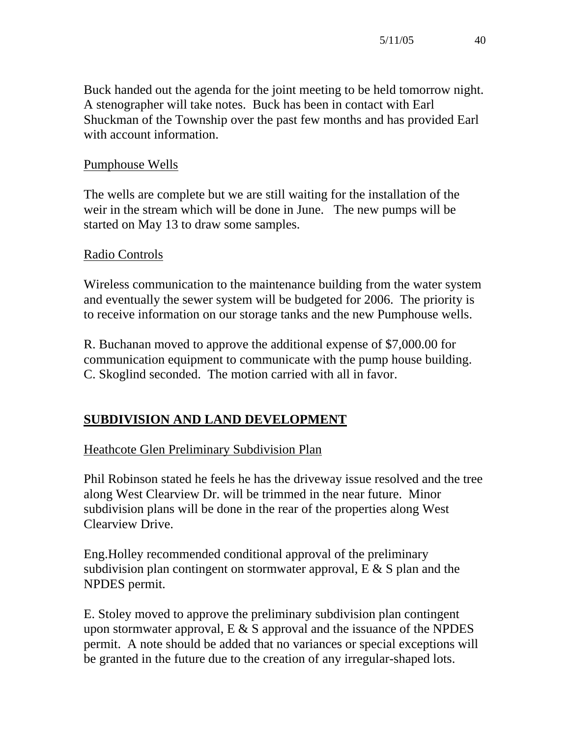Buck handed out the agenda for the joint meeting to be held tomorrow night. A stenographer will take notes. Buck has been in contact with Earl Shuckman of the Township over the past few months and has provided Earl with account information.

Pumphouse Wells

The wells are complete but we are still waiting for the installation of the weir in the stream which will be done in June. The new pumps will be started on May 13 to draw some samples.

Radio Controls

Wireless communication to the maintenance building from the water system and eventually the sewer system will be budgeted for 2006. The priority is to receive information on our storage tanks and the new Pumphouse wells.

R. Buchanan moved to approve the additional expense of $7,000.00 for communication equipment to communicate with the pump house building. C. Skoglind seconded. The motion carried with all in favor.

## **SUBDIVISION AND LAND DEVELOPMENT**

Heathcote Glen Preliminary Subdivision Plan

Phil Robinson stated he feels he has the driveway issue resolved and the tree along West Clearview Dr. will be trimmed in the near future. Minor subdivision plans will be done in the rear of the properties along West Clearview Drive.

Eng.Holley recommended conditional approval of the preliminary subdivision plan contingent on stormwater approval, E & S plan and the NPDES permit.

E. Stoley moved to approve the preliminary subdivision plan contingent upon stormwater approval, E & S approval and the issuance of the NPDES permit. A note should be added that no variances or special exceptions will be granted in the future due to the creation of any irregular-shaped lots.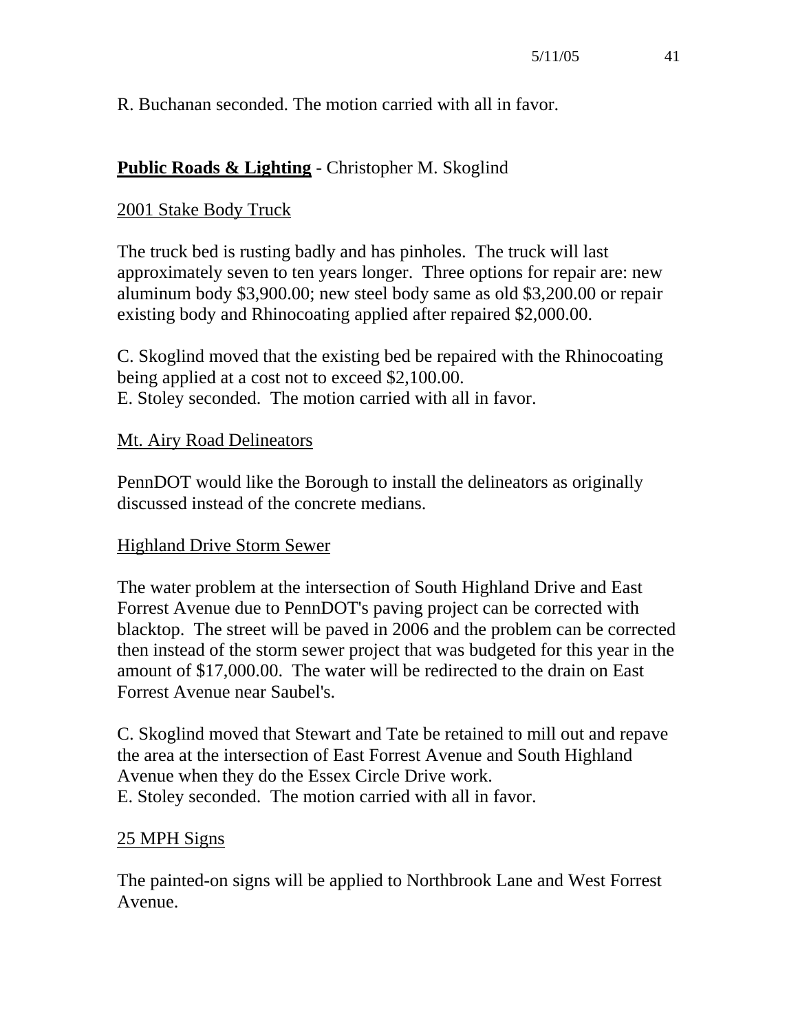R. Buchanan seconded. The motion carried with all in favor.

## **Public Roads & Lighting** - Christopher M. Skoglind

### 2001 Stake Body Truck

The truck bed is rusting badly and has pinholes. The truck will last approximately seven to ten years longer. Three options for repair are: new aluminum body $3,900.00; new steel body same as old $3,200.00 or repair existing body and Rhinocoating applied after repaired $2,000.00.

C. Skoglind moved that the existing bed be repaired with the Rhinocoating being applied at a cost not to exceed $2,100.00.
E. Stoley seconded. The motion carried with all in favor.

### Mt. Airy Road Delineators

PennDOT would like the Borough to install the delineators as originally discussed instead of the concrete medians.

### Highland Drive Storm Sewer

The water problem at the intersection of South Highland Drive and East Forrest Avenue due to PennDOT's paving project can be corrected with blacktop. The street will be paved in 2006 and the problem can be corrected then instead of the storm sewer project that was budgeted for this year in the amount of $17,000.00. The water will be redirected to the drain on East Forrest Avenue near Saubel's.

C. Skoglind moved that Stewart and Tate be retained to mill out and repave the area at the intersection of East Forrest Avenue and South Highland Avenue when they do the Essex Circle Drive work.
E. Stoley seconded. The motion carried with all in favor.

### 25 MPH Signs

The painted-on signs will be applied to Northbrook Lane and West Forrest Avenue.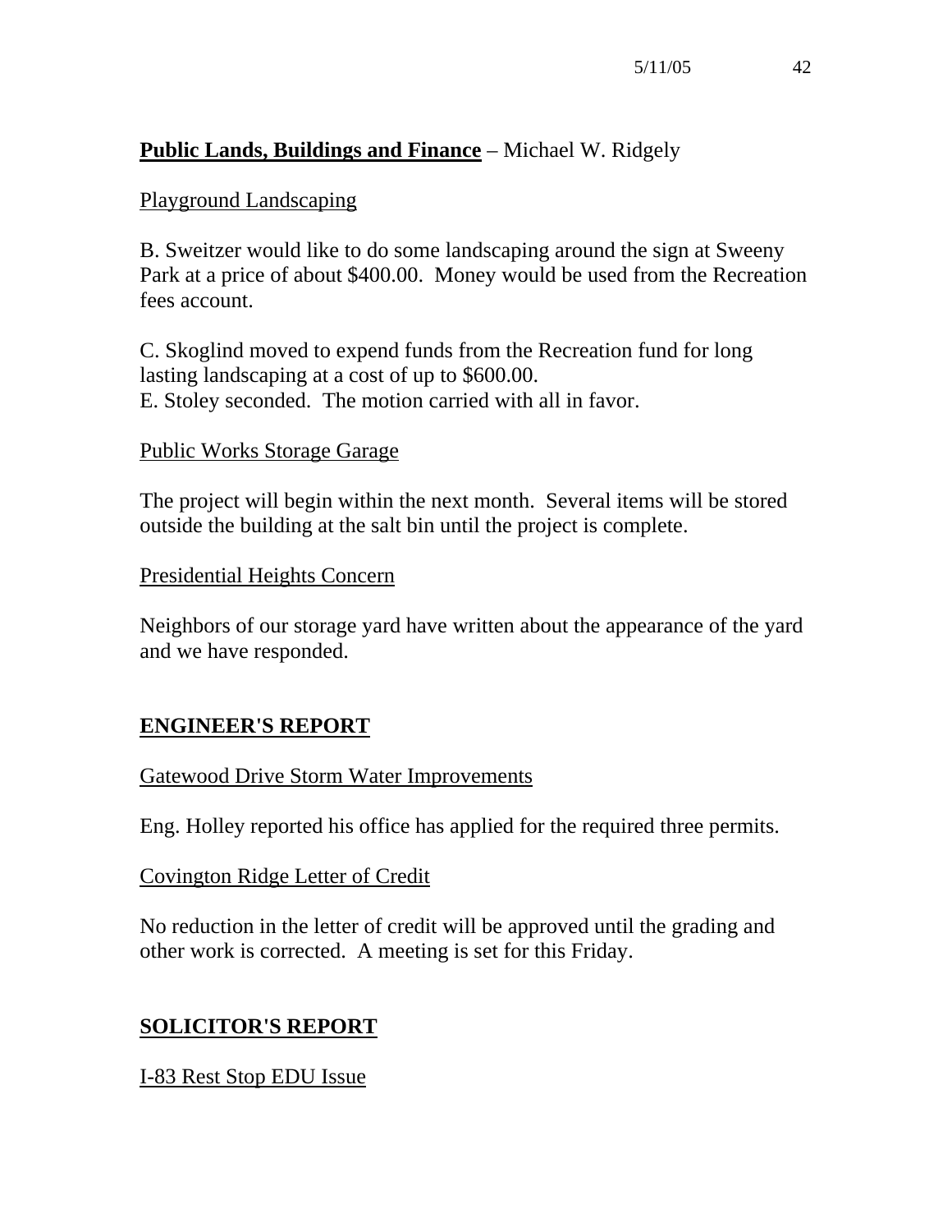**Public Lands, Buildings and Finance** – Michael W. Ridgely

Playground Landscaping

B. Sweitzer would like to do some landscaping around the sign at Sweeny Park at a price of about $400.00. Money would be used from the Recreation fees account.

C. Skoglind moved to expend funds from the Recreation fund for long lasting landscaping at a cost of up to $600.00.
E. Stoley seconded. The motion carried with all in favor.

Public Works Storage Garage

The project will begin within the next month. Several items will be stored outside the building at the salt bin until the project is complete.

Presidential Heights Concern

Neighbors of our storage yard have written about the appearance of the yard and we have responded.

## ENGINEER'S REPORT

Gatewood Drive Storm Water Improvements

Eng. Holley reported his office has applied for the required three permits.

Covington Ridge Letter of Credit

No reduction in the letter of credit will be approved until the grading and other work is corrected. A meeting is set for this Friday.

## SOLICITOR'S REPORT

I-83 Rest Stop EDU Issue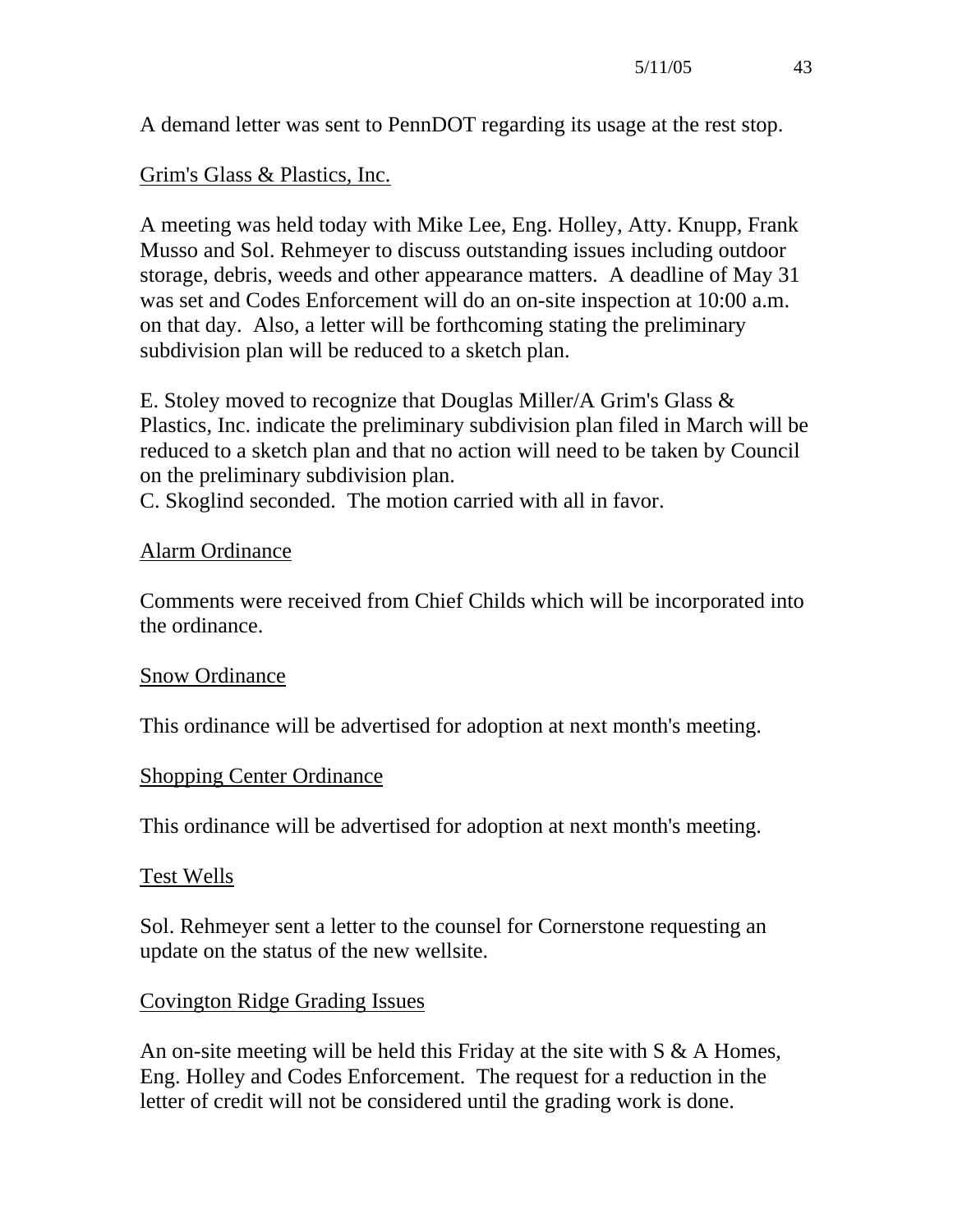A demand letter was sent to PennDOT regarding its usage at the rest stop.

Grim's Glass & Plastics, Inc.

A meeting was held today with Mike Lee, Eng. Holley, Atty. Knupp, Frank Musso and Sol. Rehmeyer to discuss outstanding issues including outdoor storage, debris, weeds and other appearance matters. A deadline of May 31 was set and Codes Enforcement will do an on-site inspection at 10:00 a.m. on that day. Also, a letter will be forthcoming stating the preliminary subdivision plan will be reduced to a sketch plan.

E. Stoley moved to recognize that Douglas Miller/A Grim's Glass & Plastics, Inc. indicate the preliminary subdivision plan filed in March will be reduced to a sketch plan and that no action will need to be taken by Council on the preliminary subdivision plan.
C. Skoglind seconded. The motion carried with all in favor.

Alarm Ordinance

Comments were received from Chief Childs which will be incorporated into the ordinance.

Snow Ordinance

This ordinance will be advertised for adoption at next month's meeting.

Shopping Center Ordinance

This ordinance will be advertised for adoption at next month's meeting.

Test Wells

Sol. Rehmeyer sent a letter to the counsel for Cornerstone requesting an update on the status of the new wellsite.

Covington Ridge Grading Issues

An on-site meeting will be held this Friday at the site with S & A Homes, Eng. Holley and Codes Enforcement. The request for a reduction in the letter of credit will not be considered until the grading work is done.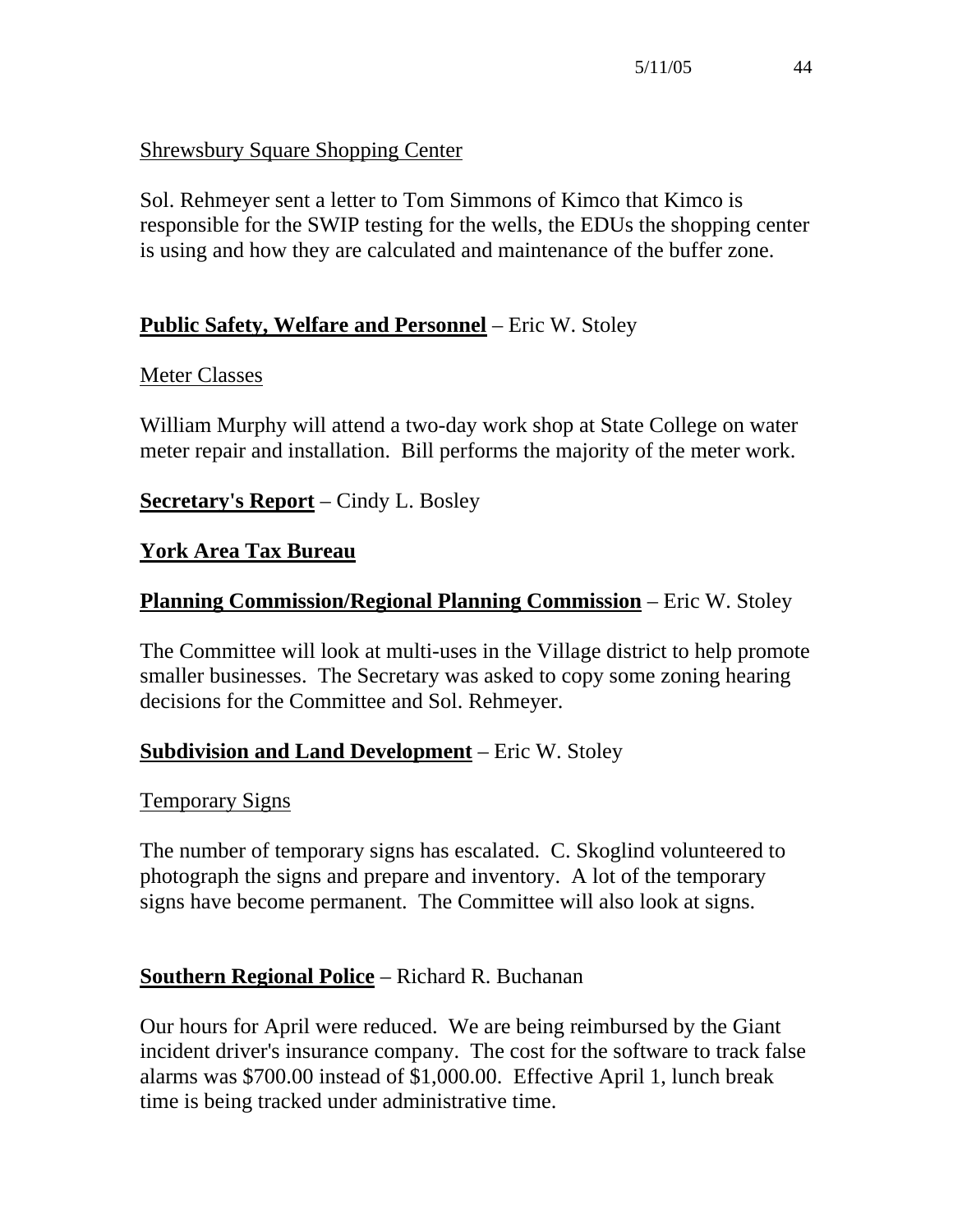Shrewsbury Square Shopping Center

Sol. Rehmeyer sent a letter to Tom Simmons of Kimco that Kimco is responsible for the SWIP testing for the wells, the EDUs the shopping center is using and how they are calculated and maintenance of the buffer zone.

**Public Safety, Welfare and Personnel** – Eric W. Stoley

Meter Classes

William Murphy will attend a two-day work shop at State College on water meter repair and installation. Bill performs the majority of the meter work.

**Secretary's Report** – Cindy L. Bosley

**York Area Tax Bureau**

**Planning Commission/Regional Planning Commission** – Eric W. Stoley

The Committee will look at multi-uses in the Village district to help promote smaller businesses. The Secretary was asked to copy some zoning hearing decisions for the Committee and Sol. Rehmeyer.

**Subdivision and Land Development** – Eric W. Stoley

Temporary Signs

The number of temporary signs has escalated. C. Skoglind volunteered to photograph the signs and prepare and inventory. A lot of the temporary signs have become permanent. The Committee will also look at signs.

**Southern Regional Police** – Richard R. Buchanan

Our hours for April were reduced. We are being reimbursed by the Giant incident driver's insurance company. The cost for the software to track false alarms was $700.00 instead of $1,000.00. Effective April 1, lunch break time is being tracked under administrative time.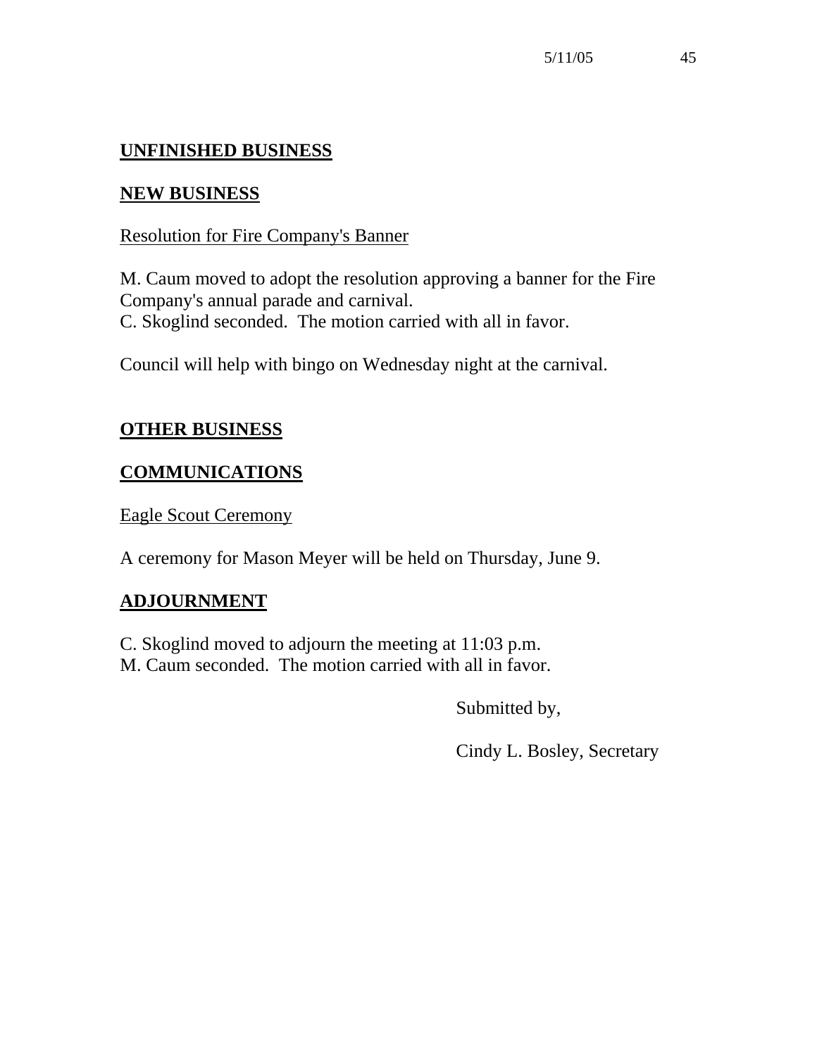## UNFINISHED BUSINESS

## NEW BUSINESS

Resolution for Fire Company's Banner

M. Caum moved to adopt the resolution approving a banner for the Fire Company's annual parade and carnival.
C. Skoglind seconded. The motion carried with all in favor.

Council will help with bingo on Wednesday night at the carnival.

## OTHER BUSINESS

## COMMUNICATIONS

Eagle Scout Ceremony

A ceremony for Mason Meyer will be held on Thursday, June 9.

## ADJOURNMENT

C. Skoglind moved to adjourn the meeting at 11:03 p.m.
M. Caum seconded. The motion carried with all in favor.

Submitted by,

Cindy L. Bosley, Secretary